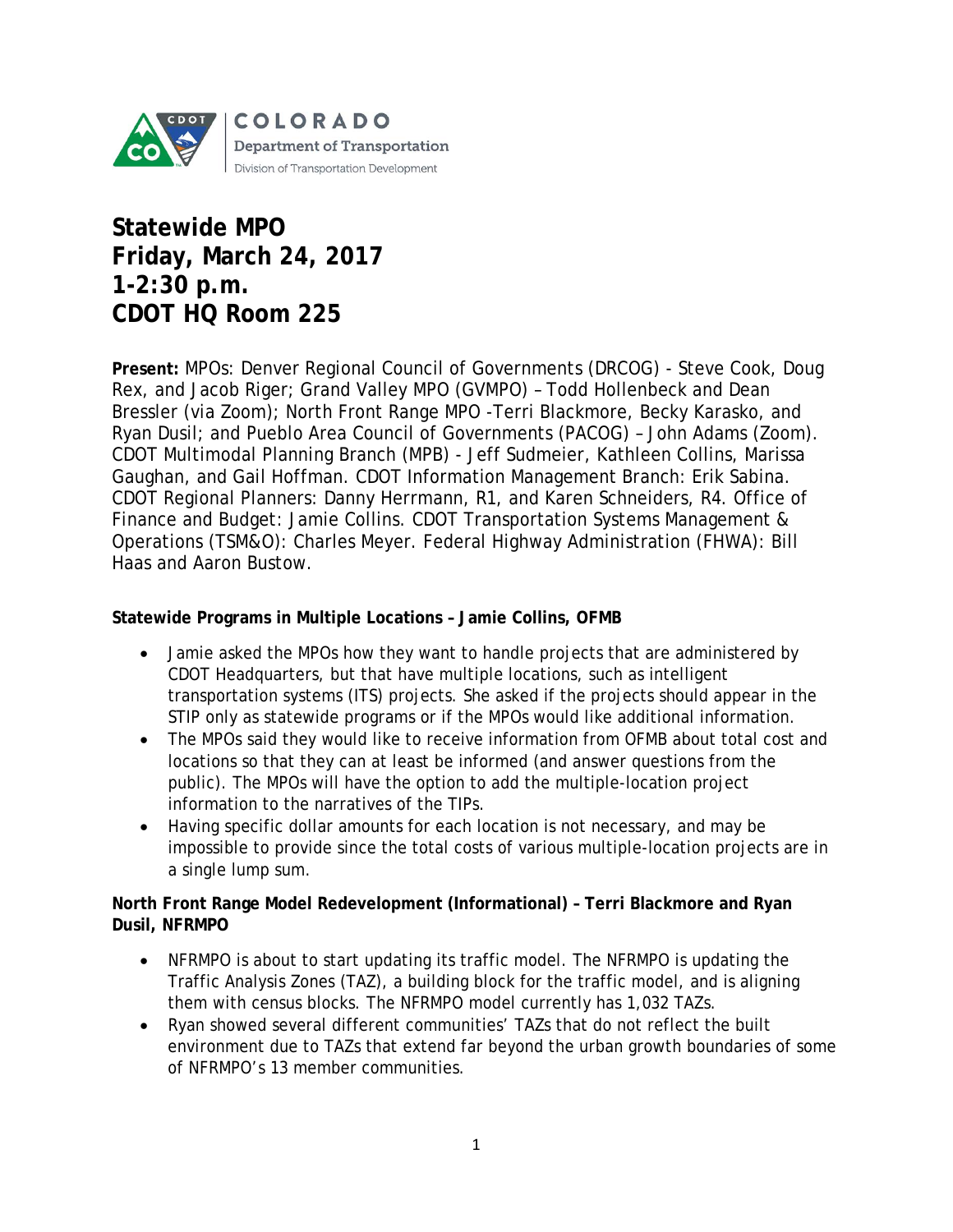COLORADO
Department of Transportation
Division of Transportation Development

# Statewide MPO
# Friday, March 24, 2017
# 1-2:30 p.m.
# CDOT HQ Room 225

**Present:** MPOs: Denver Regional Council of Governments (DRCOG) - Steve Cook, Doug Rex, and Jacob Riger; Grand Valley MPO (GVMPO) – Todd Hollenbeck and Dean Bressler (via Zoom); North Front Range MPO -Terri Blackmore, Becky Karasko, and Ryan Dusil; and Pueblo Area Council of Governments (PACOG) – John Adams (Zoom). CDOT Multimodal Planning Branch (MPB) - Jeff Sudmeier, Kathleen Collins, Marissa Gaughan, and Gail Hoffman. CDOT Information Management Branch: Erik Sabina. CDOT Regional Planners: Danny Herrmann, R1, and Karen Schneiders, R4. Office of Finance and Budget: Jamie Collins. CDOT Transportation Systems Management & Operations (TSM&O): Charles Meyer. Federal Highway Administration (FHWA): Bill Haas and Aaron Bustow.

**Statewide Programs in Multiple Locations – Jamie Collins, OFMB**

- Jamie asked the MPOs how they want to handle projects that are administered by CDOT Headquarters, but that have multiple locations, such as intelligent transportation systems (ITS) projects. She asked if the projects should appear in the STIP only as statewide programs or if the MPOs would like additional information.
- The MPOs said they would like to receive information from OFMB about total cost and locations so that they can at least be informed (and answer questions from the public). The MPOs will have the option to add the multiple-location project information to the narratives of the TIPs.
- Having specific dollar amounts for each location is not necessary, and may be impossible to provide since the total costs of various multiple-location projects are in a single lump sum.

**North Front Range Model Redevelopment (Informational) – Terri Blackmore and Ryan Dusil, NFRMPO**

- NFRMPO is about to start updating its traffic model. The NFRMPO is updating the Traffic Analysis Zones (TAZ), a building block for the traffic model, and is aligning them with census blocks. The NFRMPO model currently has 1,032 TAZs.
- Ryan showed several different communities' TAZs that do not reflect the built environment due to TAZs that extend far beyond the urban growth boundaries of some of NFRMPO's 13 member communities.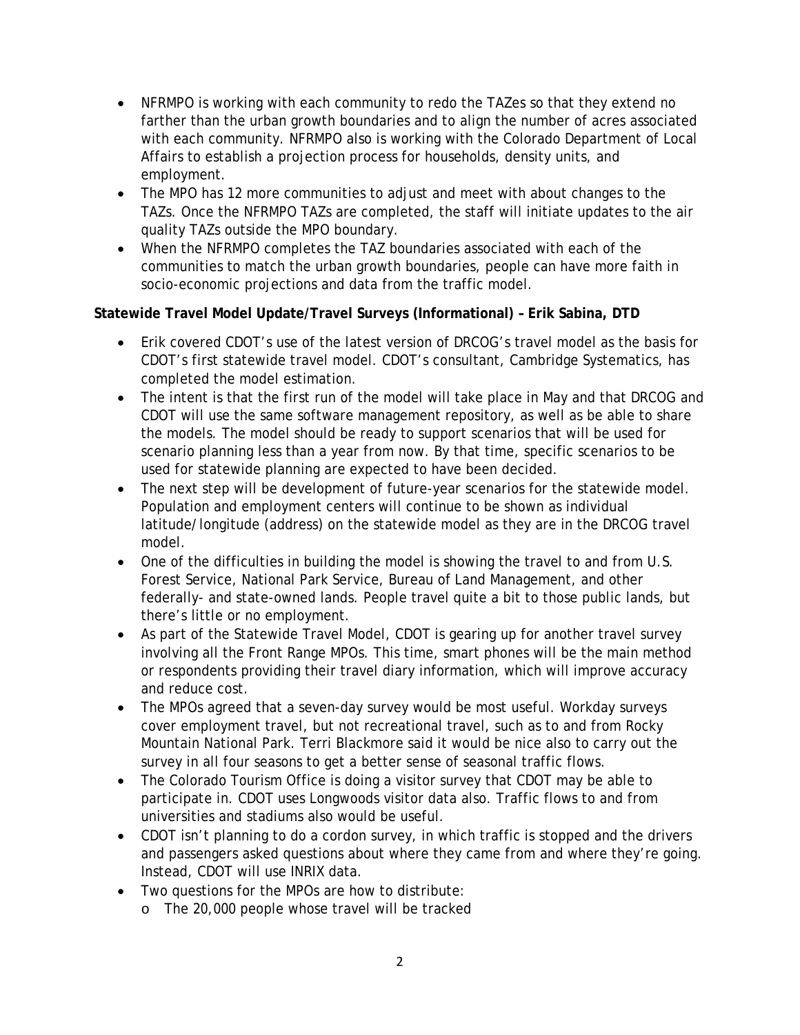- NFRMPO is working with each community to redo the TAZes so that they extend no farther than the urban growth boundaries and to align the number of acres associated with each community. NFRMPO also is working with the Colorado Department of Local Affairs to establish a projection process for households, density units, and employment.
- The MPO has 12 more communities to adjust and meet with about changes to the TAZs. Once the NFRMPO TAZs are completed, the staff will initiate updates to the air quality TAZs outside the MPO boundary.
- When the NFRMPO completes the TAZ boundaries associated with each of the communities to match the urban growth boundaries, people can have more faith in socio-economic projections and data from the traffic model.

**Statewide Travel Model Update/Travel Surveys (Informational) – Erik Sabina, DTD**

- Erik covered CDOT's use of the latest version of DRCOG's travel model as the basis for CDOT's first statewide travel model. CDOT's consultant, Cambridge Systematics, has completed the model estimation.
- The intent is that the first run of the model will take place in May and that DRCOG and CDOT will use the same software management repository, as well as be able to share the models. The model should be ready to support scenarios that will be used for scenario planning less than a year from now. By that time, specific scenarios to be used for statewide planning are expected to have been decided.
- The next step will be development of future-year scenarios for the statewide model. Population and employment centers will continue to be shown as individual latitude/longitude (address) on the statewide model as they are in the DRCOG travel model.
- One of the difficulties in building the model is showing the travel to and from U.S. Forest Service, National Park Service, Bureau of Land Management, and other federally- and state-owned lands. People travel quite a bit to those public lands, but there's little or no employment.
- As part of the Statewide Travel Model, CDOT is gearing up for another travel survey involving all the Front Range MPOs. This time, smart phones will be the main method or respondents providing their travel diary information, which will improve accuracy and reduce cost.
- The MPOs agreed that a seven-day survey would be most useful. Workday surveys cover employment travel, but not recreational travel, such as to and from Rocky Mountain National Park. Terri Blackmore said it would be nice also to carry out the survey in all four seasons to get a better sense of seasonal traffic flows.
- The Colorado Tourism Office is doing a visitor survey that CDOT may be able to participate in. CDOT uses Longwoods visitor data also. Traffic flows to and from universities and stadiums also would be useful.
- CDOT isn't planning to do a cordon survey, in which traffic is stopped and the drivers and passengers asked questions about where they came from and where they're going. Instead, CDOT will use INRIX data.
- Two questions for the MPOs are how to distribute:
  - The 20,000 people whose travel will be tracked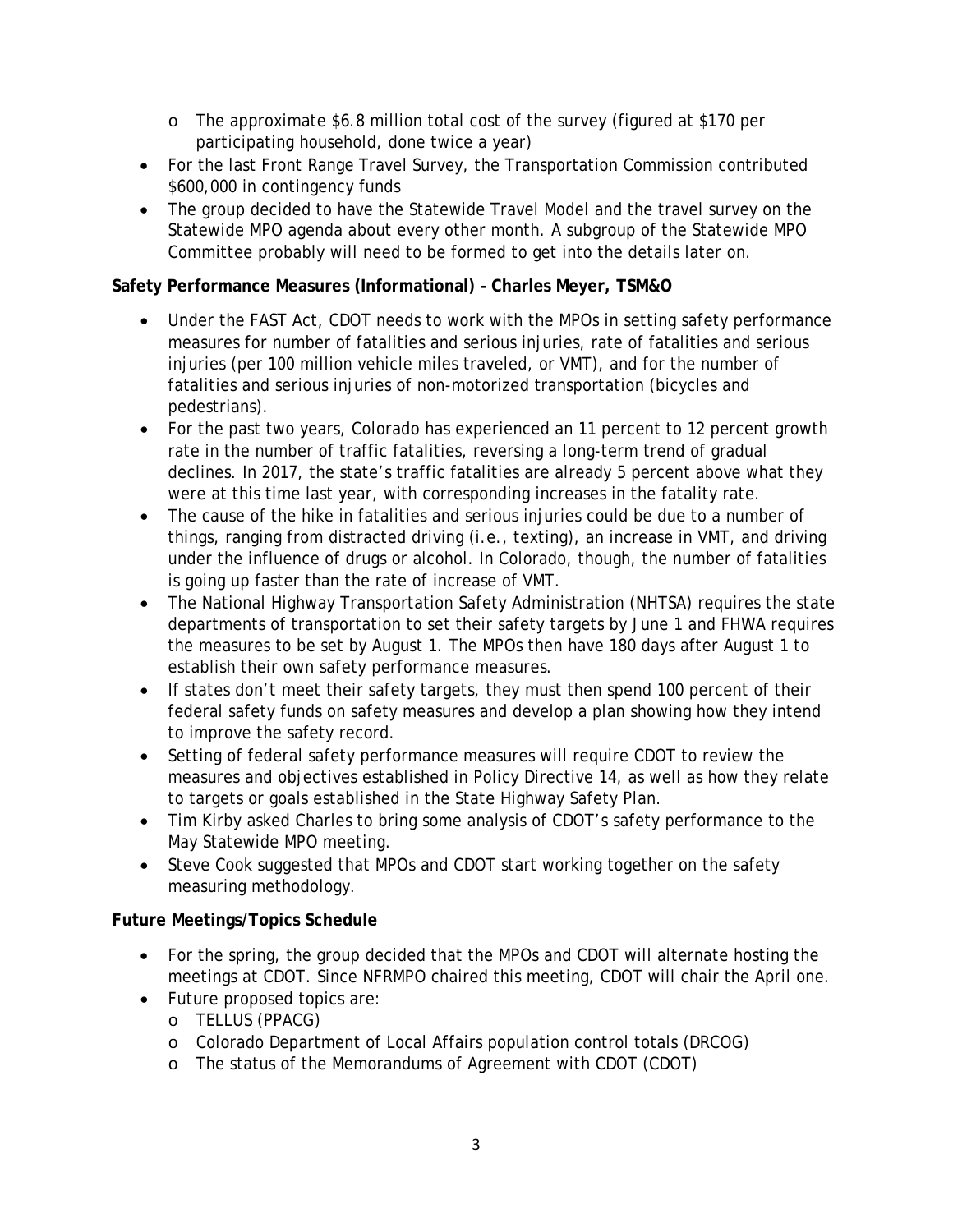- The approximate $6.8 million total cost of the survey (figured at $170 per participating household, done twice a year)
- For the last Front Range Travel Survey, the Transportation Commission contributed $600,000 in contingency funds
- The group decided to have the Statewide Travel Model and the travel survey on the Statewide MPO agenda about every other month. A subgroup of the Statewide MPO Committee probably will need to be formed to get into the details later on.

**Safety Performance Measures (Informational) – Charles Meyer, TSM&O**

- Under the FAST Act, CDOT needs to work with the MPOs in setting safety performance measures for number of fatalities and serious injuries, rate of fatalities and serious injuries (per 100 million vehicle miles traveled, or VMT), and for the number of fatalities and serious injuries of non-motorized transportation (bicycles and pedestrians).
- For the past two years, Colorado has experienced an 11 percent to 12 percent growth rate in the number of traffic fatalities, reversing a long-term trend of gradual declines. In 2017, the state's traffic fatalities are already 5 percent above what they were at this time last year, with corresponding increases in the fatality rate.
- The cause of the hike in fatalities and serious injuries could be due to a number of things, ranging from distracted driving (i.e., texting), an increase in VMT, and driving under the influence of drugs or alcohol. In Colorado, though, the number of fatalities is going up faster than the rate of increase of VMT.
- The National Highway Transportation Safety Administration (NHTSA) requires the state departments of transportation to set their safety targets by June 1 and FHWA requires the measures to be set by August 1. The MPOs then have 180 days after August 1 to establish their own safety performance measures.
- If states don't meet their safety targets, they must then spend 100 percent of their federal safety funds on safety measures and develop a plan showing how they intend to improve the safety record.
- Setting of federal safety performance measures will require CDOT to review the measures and objectives established in Policy Directive 14, as well as how they relate to targets or goals established in the State Highway Safety Plan.
- Tim Kirby asked Charles to bring some analysis of CDOT's safety performance to the May Statewide MPO meeting.
- Steve Cook suggested that MPOs and CDOT start working together on the safety measuring methodology.

**Future Meetings/Topics Schedule**

- For the spring, the group decided that the MPOs and CDOT will alternate hosting the meetings at CDOT. Since NFRMPO chaired this meeting, CDOT will chair the April one.
- Future proposed topics are:
    - TELLUS (PPACG)
    - Colorado Department of Local Affairs population control totals (DRCOG)
    - The status of the Memorandums of Agreement with CDOT (CDOT)